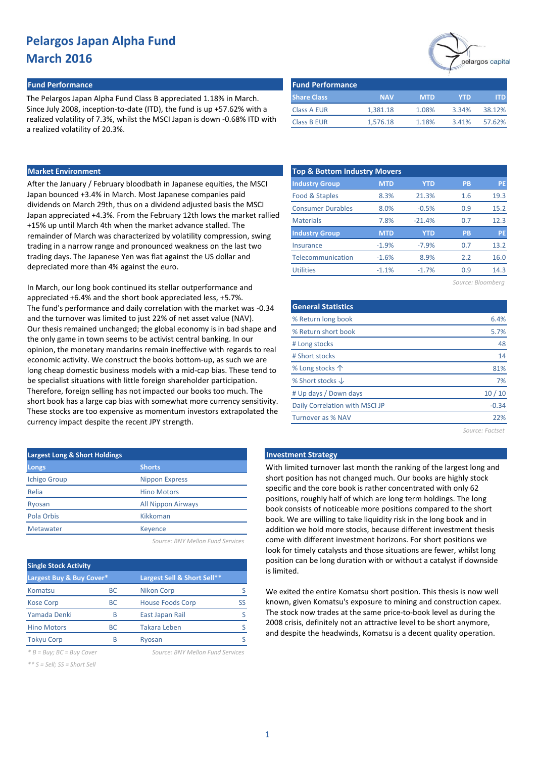# Pelargos Japan Alpha Fund
# March 2016

## Fund Performance

The Pelargos Japan Alpha Fund Class B appreciated 1.18% in March. Since July 2008, inception-to-date (ITD), the fund is up +57.62% with a realized volatility of 7.3%, whilst the MSCI Japan is down -0.68% ITD with a realized volatility of 20.3%.

| Share Class | NAV | MTD | YTD | ITD |
|---|---|---|---|---|
| Class A EUR | 1,381.18 | 1.08% | 3.34% | 38.12% |
| Class B EUR | 1,576.18 | 1.18% | 3.41% | 57.62% |

## Market Environment

After the January / February bloodbath in Japanese equities, the MSCI Japan bounced +3.4% in March. Most Japanese companies paid dividends on March 29th, thus on a dividend adjusted basis the MSCI Japan appreciated +4.3%. From the February 12th lows the market rallied +15% up until March 4th when the market advance stalled. The remainder of March was characterized by volatility compression, swing trading in a narrow range and pronounced weakness on the last two trading days. The Japanese Yen was flat against the US dollar and depreciated more than 4% against the euro.

In March, our long book continued its stellar outperformance and appreciated +6.4% and the short book appreciated less, +5.7%. The fund's performance and daily correlation with the market was -0.34 and the turnover was limited to just 22% of net asset value (NAV). Our thesis remained unchanged; the global economy is in bad shape and the only game in town seems to be activist central banking. In our opinion, the monetary mandarins remain ineffective with regards to real economic activity. We construct the books bottom-up, as such we are long cheap domestic business models with a mid-cap bias. These tend to be specialist situations with little foreign shareholder participation. Therefore, foreign selling has not impacted our books too much. The short book has a large cap bias with somewhat more currency sensitivity. These stocks are too expensive as momentum investors extrapolated the currency impact despite the recent JPY strength.

## Top & Bottom Industry Movers

| Industry Group | MTD | YTD | PB | PE |
|---|---|---|---|---|
| Food & Staples | 8.3% | 21.3% | 1.6 | 19.3 |
| Consumer Durables | 8.0% | -0.5% | 0.9 | 15.2 |
| Materials | 7.8% | -21.4% | 0.7 | 12.3 |
| **Industry Group** | **MTD** | **YTD** | **PB** | **PE** |
| Insurance | -1.9% | -7.9% | 0.7 | 13.2 |
| Telecommunication | -1.6% | 8.9% | 2.2 | 16.0 |
| Utilities | -1.1% | -1.7% | 0.9 | 14.3 |

*Source: Bloomberg*

## General Statistics

| | |
|---|---|
| % Return long book | 6.4% |
| % Return short book | 5.7% |
| # Long stocks | 48 |
| # Short stocks | 14 |
| % Long stocks ↑ | 81% |
| % Short stocks ↓ | 7% |
| # Up days / Down days | 10 / 10 |
| Daily Correlation with MSCI JP | -0.34 |
| Turnover as % NAV | 22% |

*Source: Factset*

## Largest Long & Short Holdings

| Longs | Shorts |
|---|---|
| Ichigo Group | Nippon Express |
| Relia | Hino Motors |
| Ryosan | All Nippon Airways |
| Pola Orbis | Kikkoman |
| Metawater | Keyence |

*Source: BNY Mellon Fund Services*

## Single Stock Activity

| Largest Buy & Buy Cover* | | Largest Sell & Short Sell** | |
|---|---|---|---|
| Komatsu | BC | Nikon Corp | S |
| Kose Corp | BC | House Foods Corp | SS |
| Yamada Denki | B | East Japan Rail | S |
| Hino Motors | BC | Takara Leben | S |
| Tokyu Corp | B | Ryosan | S |

*\* B = Buy; BC = Buy Cover*

*\*\* S = Sell; SS = Short Sell*

*Source: BNY Mellon Fund Services*

## Investment Strategy

With limited turnover last month the ranking of the largest long and short position has not changed much. Our books are highly stock specific and the core book is rather concentrated with only 62 positions, roughly half of which are long term holdings. The long book consists of noticeable more positions compared to the short book. We are willing to take liquidity risk in the long book and in addition we hold more stocks, because different investment thesis come with different investment horizons. For short positions we look for timely catalysts and those situations are fewer, whilst long position can be long duration with or without a catalyst if downside is limited.

We exited the entire Komatsu short position. This thesis is now well known, given Komatsu's exposure to mining and construction capex. The stock now trades at the same price-to-book level as during the 2008 crisis, definitely not an attractive level to be short anymore, and despite the headwinds, Komatsu is a decent quality operation.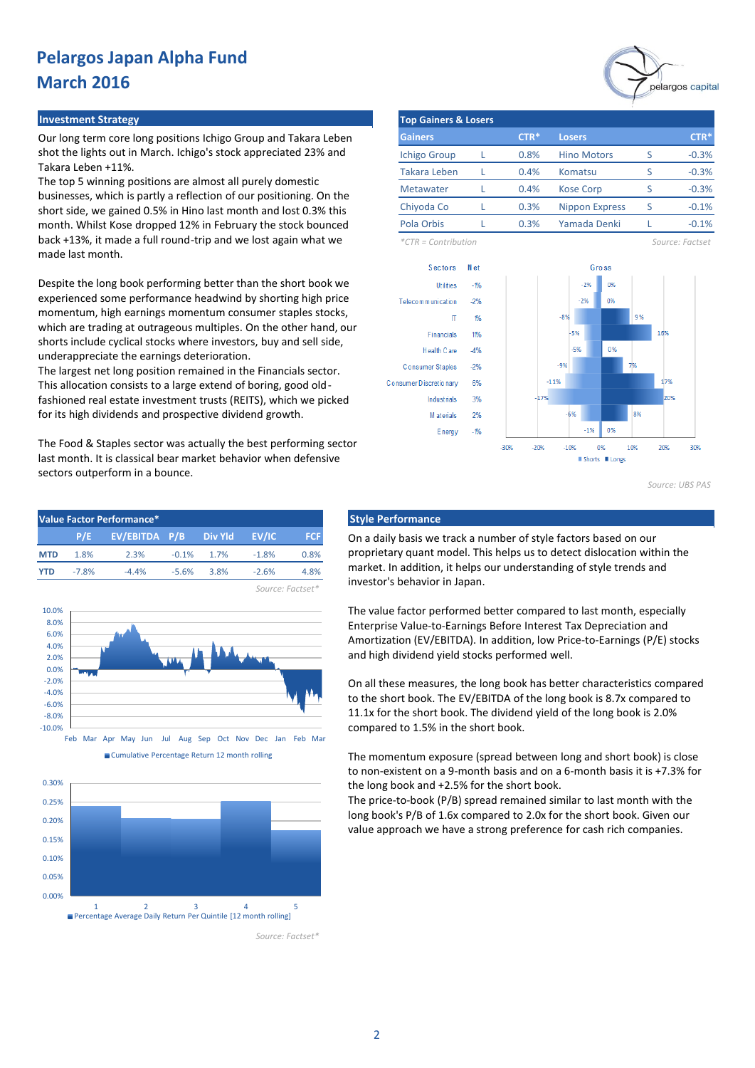# Pelargos Japan Alpha Fund
# March 2016

## Investment Strategy

Our long term core long positions Ichigo Group and Takara Leben shot the lights out in March. Ichigo's stock appreciated 23% and Takara Leben +11%.
The top 5 winning positions are almost all purely domestic businesses, which is partly a reflection of our positioning. On the short side, we gained 0.5% in Hino last month and lost 0.3% this month. Whilst Kose dropped 12% in February the stock bounced back +13%, it made a full round-trip and we lost again what we made last month.

Despite the long book performing better than the short book we experienced some performance headwind by shorting high price momentum, high earnings momentum consumer staples stocks, which are trading at outrageous multiples. On the other hand, our shorts include cyclical stocks where investors, buy and sell side, underappreciate the earnings deterioration.
The largest net long position remained in the Financials sector. This allocation consists to a large extend of boring, good old-fashioned real estate investment trusts (REITS), which we picked for its high dividends and prospective dividend growth.

The Food & Staples sector was actually the best performing sector last month. It is classical bear market behavior when defensive sectors outperform in a bounce.

## Top Gainers & Losers

| Gainers | | CTR* | Losers | | CTR* |
|---|---|---|---|---|---|
| Ichigo Group | L | 0.8% | Hino Motors | S | -0.3% |
| Takara Leben | L | 0.4% | Komatsu | S | -0.3% |
| Metawater | L | 0.4% | Kose Corp | S | -0.3% |
| Chiyoda Co | L | 0.3% | Nippon Express | S | -0.1% |
| Pola Orbis | L | 0.3% | Yamada Denki | L | -0.1% |

*CTR = Contribution

Source: Factset

| Sectors | Net | Gross Shorts | Gross Longs |
|---|---|---|---|
| Utilities | -1% | -2% | 0% |
| Telecommunication | -2% | -2% | 0% |
| IT | 1% | -8% | 9% |
| Financials | 11% | -5% | 16% |
| Health Care | -4% | -5% | 0% |
| Consumer Staples | -2% | -9% | 7% |
| Consumer Discretionary | 6% | -11% | 17% |
| Industrials | 3% | -17% | 20% |
| Materials | 2% | -6% | 8% |
| Energy | -1% | -1% | 0% |

Source: UBS PAS

## Value Factor Performance*

| | P/E | EV/EBITDA | P/B | Div Yld | EV/IC | FCF |
|---|---|---|---|---|---|---|
| MTD | 1.8% | 2.3% | -0.1% | 1.7% | -1.8% | 0.8% |
| YTD | -7.8% | -4.4% | -5.6% | 3.8% | -2.6% | 4.8% |

Source: Factset*

Cumulative Percentage Return 12 month rolling

Percentage Average Daily Return Per Quintile [12 month rolling]

Source: Factset*

## Style Performance

On a daily basis we track a number of style factors based on our proprietary quant model. This helps us to detect dislocation within the market. In addition, it helps our understanding of style trends and investor's behavior in Japan.

The value factor performed better compared to last month, especially Enterprise Value-to-Earnings Before Interest Tax Depreciation and Amortization (EV/EBITDA). In addition, low Price-to-Earnings (P/E) stocks and high dividend yield stocks performed well.

On all these measures, the long book has better characteristics compared to the short book. The EV/EBITDA of the long book is 8.7x compared to 11.1x for the short book. The dividend yield of the long book is 2.0% compared to 1.5% in the short book.

The momentum exposure (spread between long and short book) is close to non-existent on a 9-month basis and on a 6-month basis it is +7.3% for the long book and +2.5% for the short book.
The price-to-book (P/B) spread remained similar to last month with the long book's P/B of 1.6x compared to 2.0x for the short book. Given our value approach we have a strong preference for cash rich companies.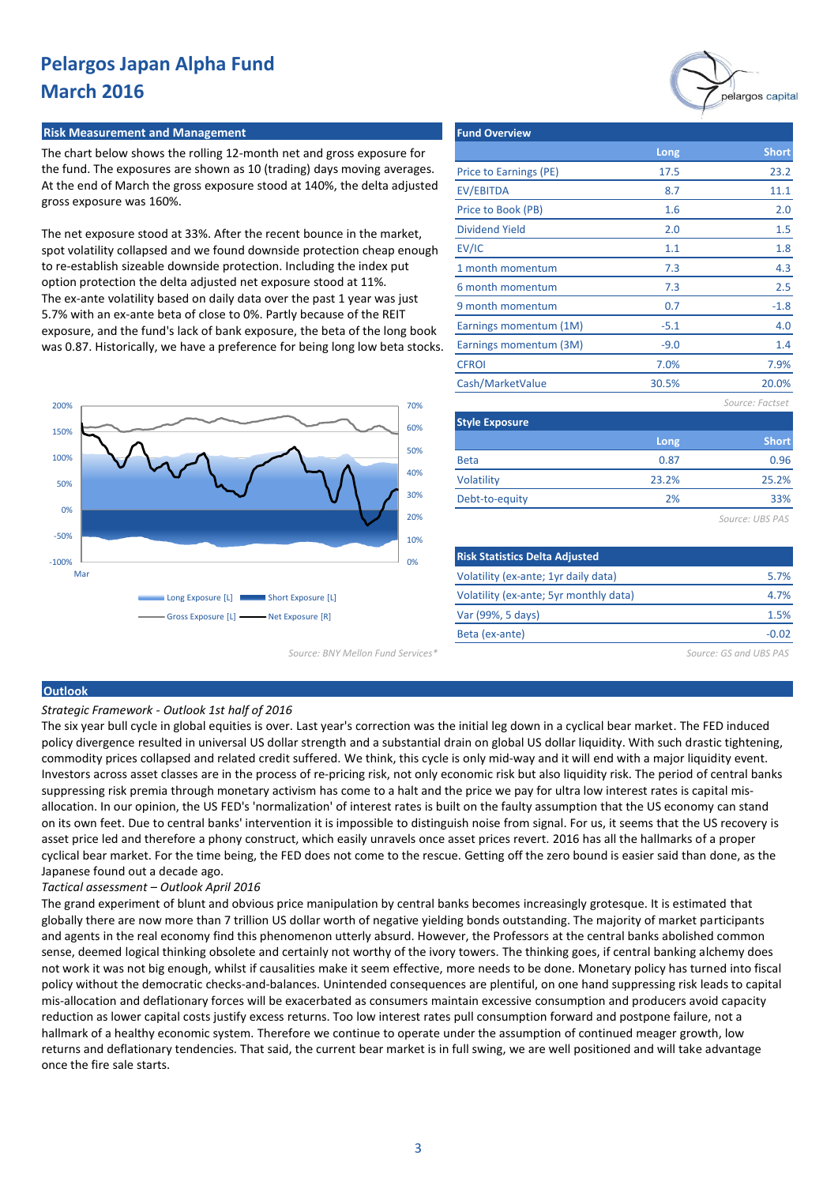# Pelargos Japan Alpha Fund
# March 2016

## Risk Measurement and Management

The chart below shows the rolling 12-month net and gross exposure for the fund. The exposures are shown as 10 (trading) days moving averages. At the end of March the gross exposure stood at 140%, the delta adjusted gross exposure was 160%.

The net exposure stood at 33%. After the recent bounce in the market, spot volatility collapsed and we found downside protection cheap enough to re-establish sizeable downside protection. Including the index put option protection the delta adjusted net exposure stood at 11%. The ex-ante volatility based on daily data over the past 1 year was just 5.7% with an ex-ante beta of close to 0%. Partly because of the REIT exposure, and the fund's lack of bank exposure, the beta of the long book was 0.87. Historically, we have a preference for being long low beta stocks.

Long Exposure [L] | Short Exposure [L] | Gross Exposure [L] | Net Exposure [R]

*Source: BNY Mellon Fund Services\**

## Fund Overview

| | Long | Short |
|---|---|---|
| Price to Earnings (PE) | 17.5 | 23.2 |
| EV/EBITDA | 8.7 | 11.1 |
| Price to Book (PB) | 1.6 | 2.0 |
| Dividend Yield | 2.0 | 1.5 |
| EV/IC | 1.1 | 1.8 |
| 1 month momentum | 7.3 | 4.3 |
| 6 month momentum | 7.3 | 2.5 |
| 9 month momentum | 0.7 | -1.8 |
| Earnings momentum (1M) | -5.1 | 4.0 |
| Earnings momentum (3M) | -9.0 | 1.4 |
| CFROI | 7.0% | 7.9% |
| Cash/MarketValue | 30.5% | 20.0% |

*Source: Factset*

## Style Exposure

| | Long | Short |
|---|---|---|
| Beta | 0.87 | 0.96 |
| Volatility | 23.2% | 25.2% |
| Debt-to-equity | 2% | 33% |

*Source: UBS PAS*

## Risk Statistics Delta Adjusted

| | |
|---|---|
| Volatility (ex-ante; 1yr daily data) | 5.7% |
| Volatility (ex-ante; 5yr monthly data) | 4.7% |
| Var (99%, 5 days) | 1.5% |
| Beta (ex-ante) | -0.02 |

*Source: GS and UBS PAS*

## Outlook

*Strategic Framework - Outlook 1st half of 2016*

The six year bull cycle in global equities is over. Last year's correction was the initial leg down in a cyclical bear market. The FED induced policy divergence resulted in universal US dollar strength and a substantial drain on global US dollar liquidity. With such drastic tightening, commodity prices collapsed and related credit suffered. We think, this cycle is only mid-way and it will end with a major liquidity event. Investors across asset classes are in the process of re-pricing risk, not only economic risk but also liquidity risk. The period of central banks suppressing risk premia through monetary activism has come to a halt and the price we pay for ultra low interest rates is capital mis-allocation. In our opinion, the US FED's 'normalization' of interest rates is built on the faulty assumption that the US economy can stand on its own feet. Due to central banks' intervention it is impossible to distinguish noise from signal. For us, it seems that the US recovery is asset price led and therefore a phony construct, which easily unravels once asset prices revert. 2016 has all the hallmarks of a proper cyclical bear market. For the time being, the FED does not come to the rescue. Getting off the zero bound is easier said than done, as the Japanese found out a decade ago.

*Tactical assessment – Outlook April 2016*

The grand experiment of blunt and obvious price manipulation by central banks becomes increasingly grotesque. It is estimated that globally there are now more than 7 trillion US dollar worth of negative yielding bonds outstanding. The majority of market participants and agents in the real economy find this phenomenon utterly absurd. However, the Professors at the central banks abolished common sense, deemed logical thinking obsolete and certainly not worthy of the ivory towers. The thinking goes, if central banking alchemy does not work it was not big enough, whilst if causalities make it seem effective, more needs to be done. Monetary policy has turned into fiscal policy without the democratic checks-and-balances. Unintended consequences are plentiful, on one hand suppressing risk leads to capital mis-allocation and deflationary forces will be exacerbated as consumers maintain excessive consumption and producers avoid capacity reduction as lower capital costs justify excess returns. Too low interest rates pull consumption forward and postpone failure, not a hallmark of a healthy economic system. Therefore we continue to operate under the assumption of continued meager growth, low returns and deflationary tendencies. That said, the current bear market is in full swing, we are well positioned and will take advantage once the fire sale starts.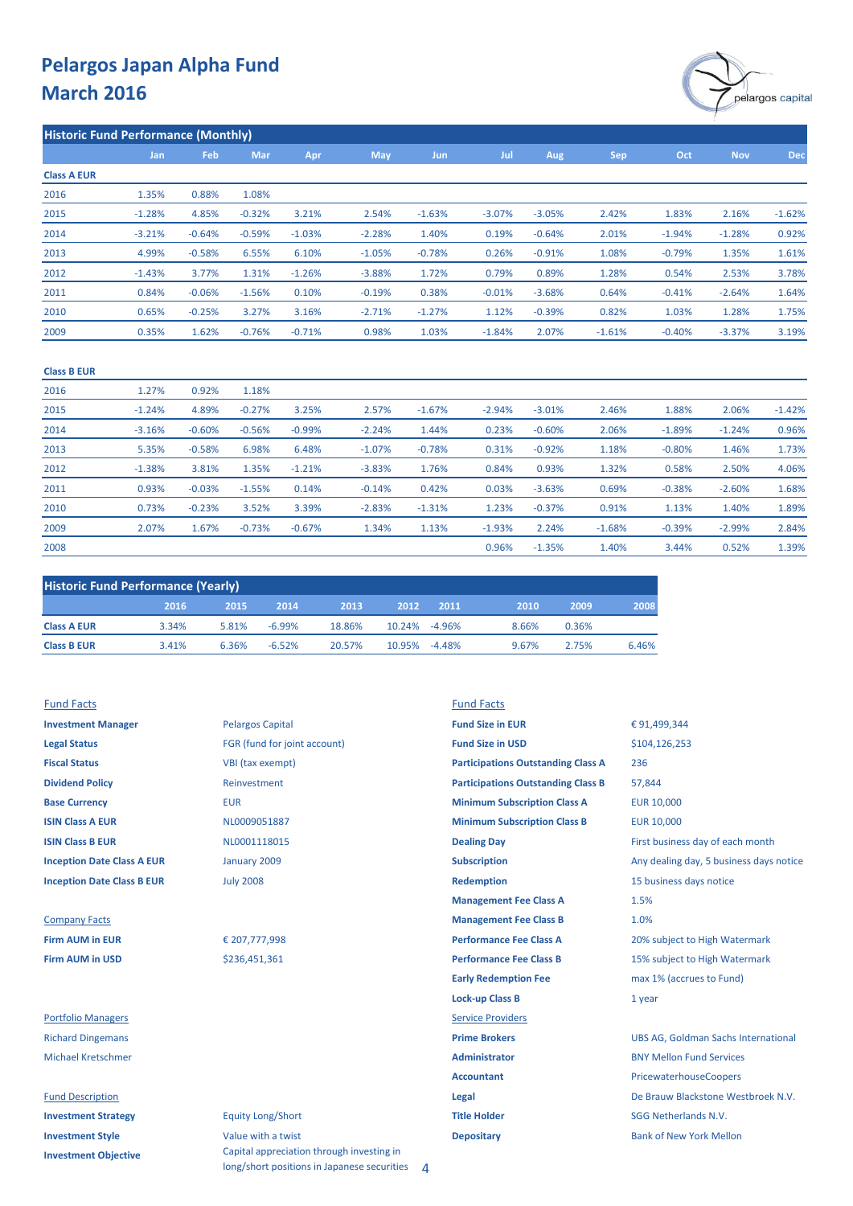# Pelargos Japan Alpha Fund
# March 2016

## Historic Fund Performance (Monthly)

| | Jan | Feb | Mar | Apr | May | Jun | Jul | Aug | Sep | Oct | Nov | Dec |
|---|---|---|---|---|---|---|---|---|---|---|---|---|
| **Class A EUR** | | | | | | | | | | | | |
| 2016 | 1.35% | 0.88% | 1.08% | | | | | | | | | |
| 2015 | -1.28% | 4.85% | -0.32% | 3.21% | 2.54% | -1.63% | -3.07% | -3.05% | 2.42% | 1.83% | 2.16% | -1.62% |
| 2014 | -3.21% | -0.64% | -0.59% | -1.03% | -2.28% | 1.40% | 0.19% | -0.64% | 2.01% | -1.94% | -1.28% | 0.92% |
| 2013 | 4.99% | -0.58% | 6.55% | 6.10% | -1.05% | -0.78% | 0.26% | -0.91% | 1.08% | -0.79% | 1.35% | 1.61% |
| 2012 | -1.43% | 3.77% | 1.31% | -1.26% | -3.88% | 1.72% | 0.79% | 0.89% | 1.28% | 0.54% | 2.53% | 3.78% |
| 2011 | 0.84% | -0.06% | -1.56% | 0.10% | -0.19% | 0.38% | -0.01% | -3.68% | 0.64% | -0.41% | -2.64% | 1.64% |
| 2010 | 0.65% | -0.25% | 3.27% | 3.16% | -2.71% | -1.27% | 1.12% | -0.39% | 0.82% | 1.03% | 1.28% | 1.75% |
| 2009 | 0.35% | 1.62% | -0.76% | -0.71% | 0.98% | 1.03% | -1.84% | 2.07% | -1.61% | -0.40% | -3.37% | 3.19% |
| **Class B EUR** | | | | | | | | | | | | |
| 2016 | 1.27% | 0.92% | 1.18% | | | | | | | | | |
| 2015 | -1.24% | 4.89% | -0.27% | 3.25% | 2.57% | -1.67% | -2.94% | -3.01% | 2.46% | 1.88% | 2.06% | -1.42% |
| 2014 | -3.16% | -0.60% | -0.56% | -0.99% | -2.24% | 1.44% | 0.23% | -0.60% | 2.06% | -1.89% | -1.24% | 0.96% |
| 2013 | 5.35% | -0.58% | 6.98% | 6.48% | -1.07% | -0.78% | 0.31% | -0.92% | 1.18% | -0.80% | 1.46% | 1.73% |
| 2012 | -1.38% | 3.81% | 1.35% | -1.21% | -3.83% | 1.76% | 0.84% | 0.93% | 1.32% | 0.58% | 2.50% | 4.06% |
| 2011 | 0.93% | -0.03% | -1.55% | 0.14% | -0.14% | 0.42% | 0.03% | -3.63% | 0.69% | -0.38% | -2.60% | 1.68% |
| 2010 | 0.73% | -0.23% | 3.52% | 3.39% | -2.83% | -1.31% | 1.23% | -0.37% | 0.91% | 1.13% | 1.40% | 1.89% |
| 2009 | 2.07% | 1.67% | -0.73% | -0.67% | 1.34% | 1.13% | -1.93% | 2.24% | -1.68% | -0.39% | -2.99% | 2.84% |
| 2008 | | | | | | | 0.96% | -1.35% | 1.40% | 3.44% | 0.52% | 1.39% |

## Historic Fund Performance (Yearly)

| | 2016 | 2015 | 2014 | 2013 | 2012 | 2011 | 2010 | 2009 | 2008 |
|---|---|---|---|---|---|---|---|---|---|
| **Class A EUR** | 3.34% | 5.81% | -6.99% | 18.86% | 10.24% | -4.96% | 8.66% | 0.36% | |
| **Class B EUR** | 3.41% | 6.36% | -6.52% | 20.57% | 10.95% | -4.48% | 9.67% | 2.75% | 6.46% |

### Fund Facts

| | |
|---|---|
| **Investment Manager** | Pelargos Capital |
| **Legal Status** | FGR (fund for joint account) |
| **Fiscal Status** | VBI (tax exempt) |
| **Dividend Policy** | Reinvestment |
| **Base Currency** | EUR |
| **ISIN Class A EUR** | NL0009051887 |
| **ISIN Class B EUR** | NL0001118015 |
| **Inception Date Class A EUR** | January 2009 |
| **Inception Date Class B EUR** | July 2008 |

### Company Facts

| | |
|---|---|
| **Firm AUM in EUR** | € 207,777,998 |
| **Firm AUM in USD** | $236,451,361 |

### Portfolio Managers

Richard Dingemans

Michael Kretschmer

### Fund Description

| | |
|---|---|
| **Investment Strategy** | Equity Long/Short |
| **Investment Style** | Value with a twist |
| **Investment Objective** | Capital appreciation through investing in long/short positions in Japanese securities |

### Fund Facts

| | |
|---|---|
| **Fund Size in EUR** | € 91,499,344 |
| **Fund Size in USD** | $104,126,253 |
| **Participations Outstanding Class A** | 236 |
| **Participations Outstanding Class B** | 57,844 |
| **Minimum Subscription Class A** | EUR 10,000 |
| **Minimum Subscription Class B** | EUR 10,000 |
| **Dealing Day** | First business day of each month |
| **Subscription** | Any dealing day, 5 business days notice |
| **Redemption** | 15 business days notice |
| **Management Fee Class A** | 1.5% |
| **Management Fee Class B** | 1.0% |
| **Performance Fee Class A** | 20% subject to High Watermark |
| **Performance Fee Class B** | 15% subject to High Watermark |
| **Early Redemption Fee** | max 1% (accrues to Fund) |
| **Lock-up Class B** | 1 year |

### Service Providers

| | |
|---|---|
| **Prime Brokers** | UBS AG, Goldman Sachs International |
| **Administrator** | BNY Mellon Fund Services |
| **Accountant** | PricewaterhouseCoopers |
| **Legal** | De Brauw Blackstone Westbroek N.V. |
| **Title Holder** | SGG Netherlands N.V. |
| **Depositary** | Bank of New York Mellon |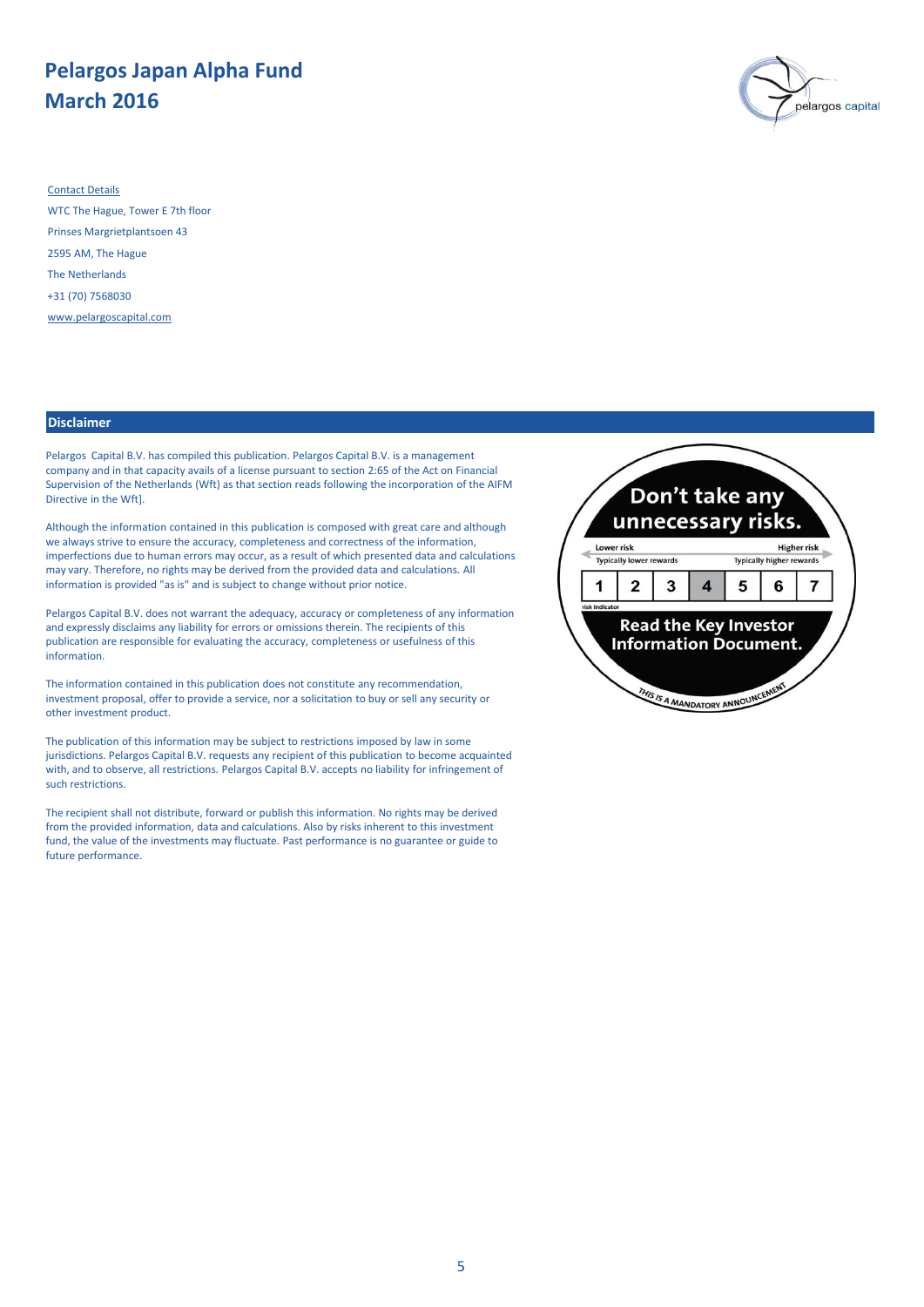# Pelargos Japan Alpha Fund
# March 2016

pelargos capital

Contact Details

WTC The Hague, Tower E 7th floor

Prinses Margrietplantsoen 43

2595 AM, The Hague

The Netherlands

+31 (70) 7568030

www.pelargoscapital.com

## Disclaimer

Pelargos Capital B.V. has compiled this publication. Pelargos Capital B.V. is a management company and in that capacity avails of a license pursuant to section 2:65 of the Act on Financial Supervision of the Netherlands (Wft) as that section reads following the incorporation of the AIFM Directive in the Wft].

Although the information contained in this publication is composed with great care and although we always strive to ensure the accuracy, completeness and correctness of the information, imperfections due to human errors may occur, as a result of which presented data and calculations may vary. Therefore, no rights may be derived from the provided data and calculations. All information is provided "as is" and is subject to change without prior notice.

Pelargos Capital B.V. does not warrant the adequacy, accuracy or completeness of any information and expressly disclaims any liability for errors or omissions therein. The recipients of this publication are responsible for evaluating the accuracy, completeness or usefulness of this information.

The information contained in this publication does not constitute any recommendation, investment proposal, offer to provide a service, nor a solicitation to buy or sell any security or other investment product.

The publication of this information may be subject to restrictions imposed by law in some jurisdictions. Pelargos Capital B.V. requests any recipient of this publication to become acquainted with, and to observe, all restrictions. Pelargos Capital B.V. accepts no liability for infringement of such restrictions.

The recipient shall not distribute, forward or publish this information. No rights may be derived from the provided information, data and calculations. Also by risks inherent to this investment fund, the value of the investments may fluctuate. Past performance is no guarantee or guide to future performance.

Don't take any unnecessary risks.

Lower risk — Higher risk

Typically lower rewards — Typically higher rewards

1 2 3 4 5 6 7

risk indicator

Read the Key Investor Information Document.

THIS IS A MANDATORY ANNOUNCEMENT